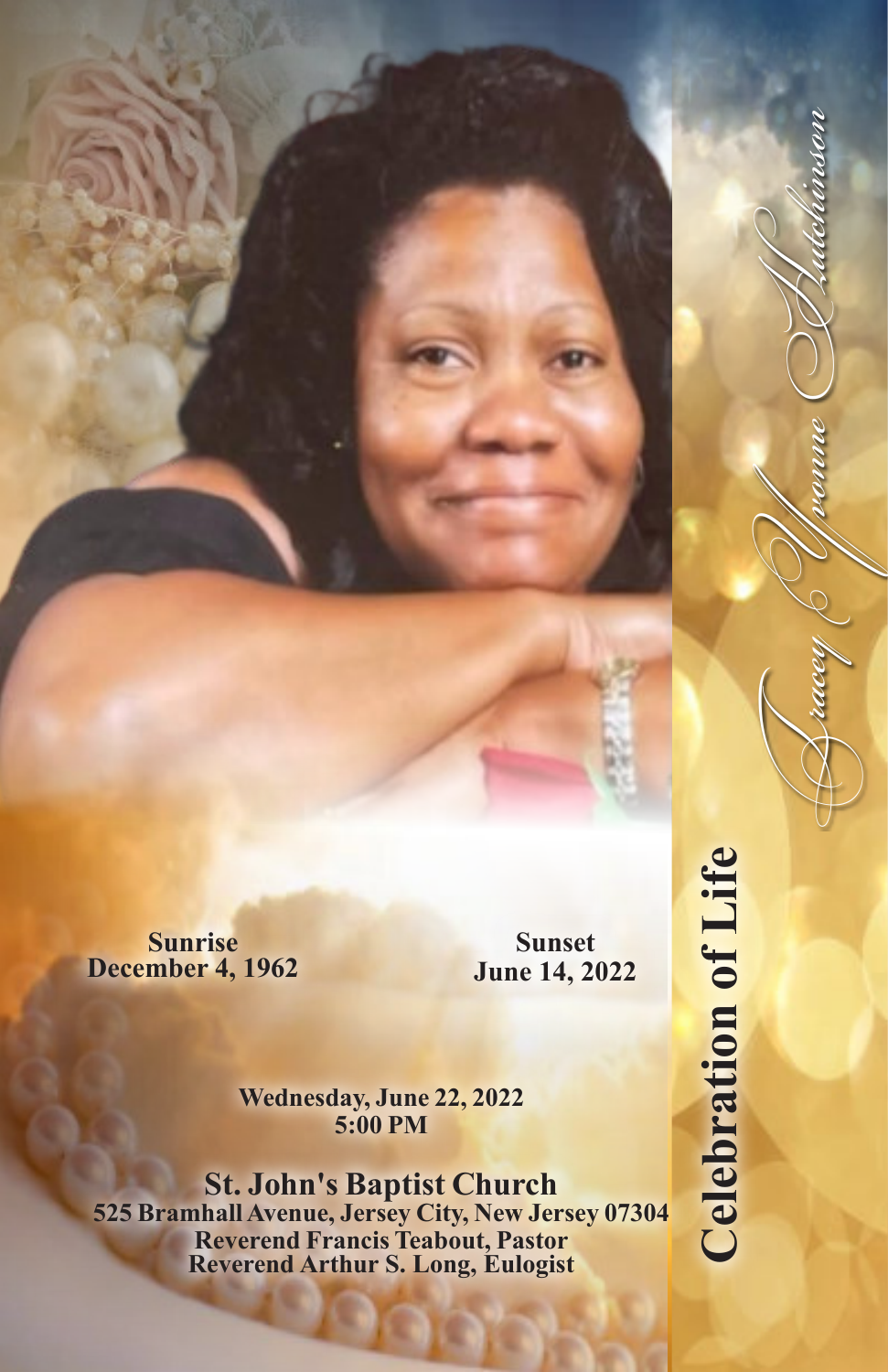# Celebration of Life

## Tracey Yvonne Hutchinson

**Sunrise**
**December 4, 1962**

**Sunset**
**June 14, 2022**

**Wednesday, June 22, 2022**
**5:00 PM**

**St. John's Baptist Church**
**525 Bramhall Avenue, Jersey City, New Jersey 07304**
**Reverend Francis Teabout, Pastor**
**Reverend Arthur S. Long, Eulogist**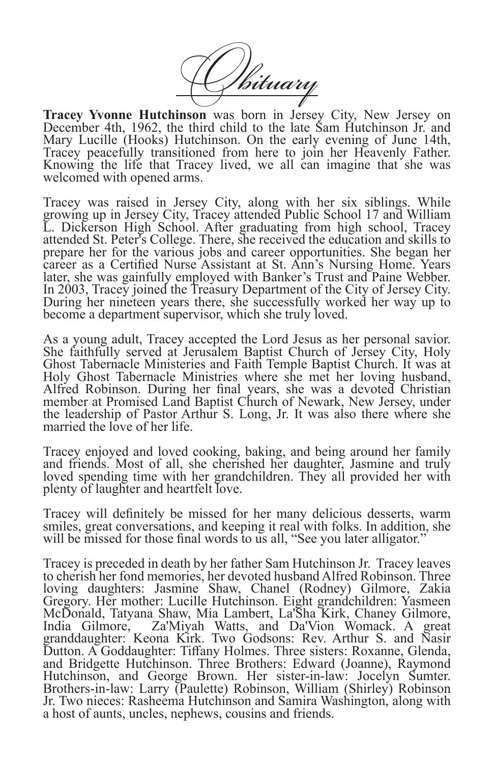# Obituary

**Tracey Yvonne Hutchinson** was born in Jersey City, New Jersey on December 4th, 1962, the third child to the late Sam Hutchinson Jr. and Mary Lucille (Hooks) Hutchinson. On the early evening of June 14th, Tracey peacefully transitioned from here to join her Heavenly Father. Knowing the life that Tracey lived, we all can imagine that she was welcomed with opened arms.

Tracey was raised in Jersey City, along with her six siblings. While growing up in Jersey City, Tracey attended Public School 17 and William L. Dickerson High School. After graduating from high school, Tracey attended St. Peter's College. There, she received the education and skills to prepare her for the various jobs and career opportunities. She began her career as a Certified Nurse Assistant at St. Ann's Nursing Home. Years later, she was gainfully employed with Banker's Trust and Paine Webber. In 2003, Tracey joined the Treasury Department of the City of Jersey City. During her nineteen years there, she successfully worked her way up to become a department supervisor, which she truly loved.

As a young adult, Tracey accepted the Lord Jesus as her personal savior. She faithfully served at Jerusalem Baptist Church of Jersey City, Holy Ghost Tabernacle Ministeries and Faith Temple Baptist Church. It was at Holy Ghost Tabernacle Ministries where she met her loving husband, Alfred Robinson. During her final years, she was a devoted Christian member at Promised Land Baptist Church of Newark, New Jersey, under the leadership of Pastor Arthur S. Long, Jr. It was also there where she married the love of her life.

Tracey enjoyed and loved cooking, baking, and being around her family and friends. Most of all, she cherished her daughter, Jasmine and truly loved spending time with her grandchildren. They all provided her with plenty of laughter and heartfelt love.

Tracey will definitely be missed for her many delicious desserts, warm smiles, great conversations, and keeping it real with folks. In addition, she will be missed for those final words to us all, "See you later alligator."

Tracey is preceded in death by her father Sam Hutchinson Jr. Tracey leaves to cherish her fond memories, her devoted husband Alfred Robinson. Three loving daughters: Jasmine Shaw, Chanel (Rodney) Gilmore, Zakia Gregory. Her mother: Lucille Hutchinson. Eight grandchildren: Yasmeen McDonald, Tatyana Shaw, Mia Lambert, La'Sha Kirk, Chaney Gilmore, India Gilmore, Za'Miyah Watts, and Da'Vion Womack. A great granddaughter: Keona Kirk. Two Godsons: Rev. Arthur S. and Nasir Dutton. A Goddaughter: Tiffany Holmes. Three sisters: Roxanne, Glenda, and Bridgette Hutchinson. Three Brothers: Edward (Joanne), Raymond Hutchinson, and George Brown. Her sister-in-law: Jocelyn Sumter. Brothers-in-law: Larry (Paulette) Robinson, William (Shirley) Robinson Jr. Two nieces: Rasheema Hutchinson and Samira Washington, along with a host of aunts, uncles, nephews, cousins and friends.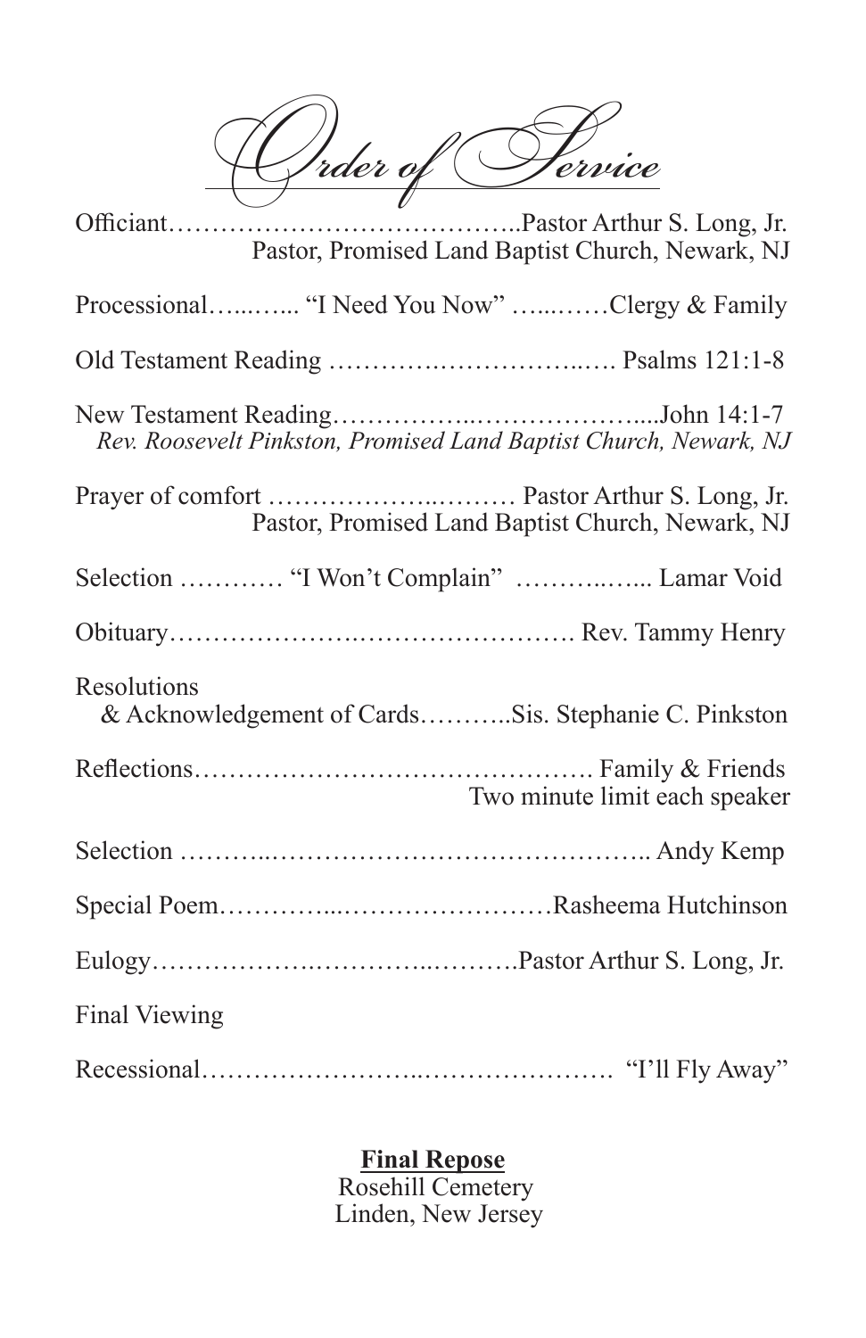# Order of Service

Officiant…………………………………..Pastor Arthur S. Long, Jr.
Pastor, Promised Land Baptist Church, Newark, NJ

Processional…...…... "I Need You Now" …...……Clergy & Family

Old Testament Reading ………….……………..…. Psalms 121:1-8

New Testament Reading……………..………………....John 14:1-7
*Rev. Roosevelt Pinkston, Promised Land Baptist Church, Newark, NJ*

Prayer of comfort ……………..……… Pastor Arthur S. Long, Jr.
Pastor, Promised Land Baptist Church, Newark, NJ

Selection ………… "I Won't Complain" ………..…... Lamar Void

Obituary……………….……………………. Rev. Tammy Henry

Resolutions
& Acknowledgement of Cards………..Sis. Stephanie C. Pinkston

Reflections………………………………………. Family & Friends
Two minute limit each speaker

Selection ………..…………………………………….. Andy Kemp

Special Poem…………...……………………Rasheema Hutchinson

Eulogy…………………….…………..……….Pastor Arthur S. Long, Jr.

Final Viewing

Recessional……………………..…………………. "I'll Fly Away"

**Final Repose**
Rosehill Cemetery
Linden, New Jersey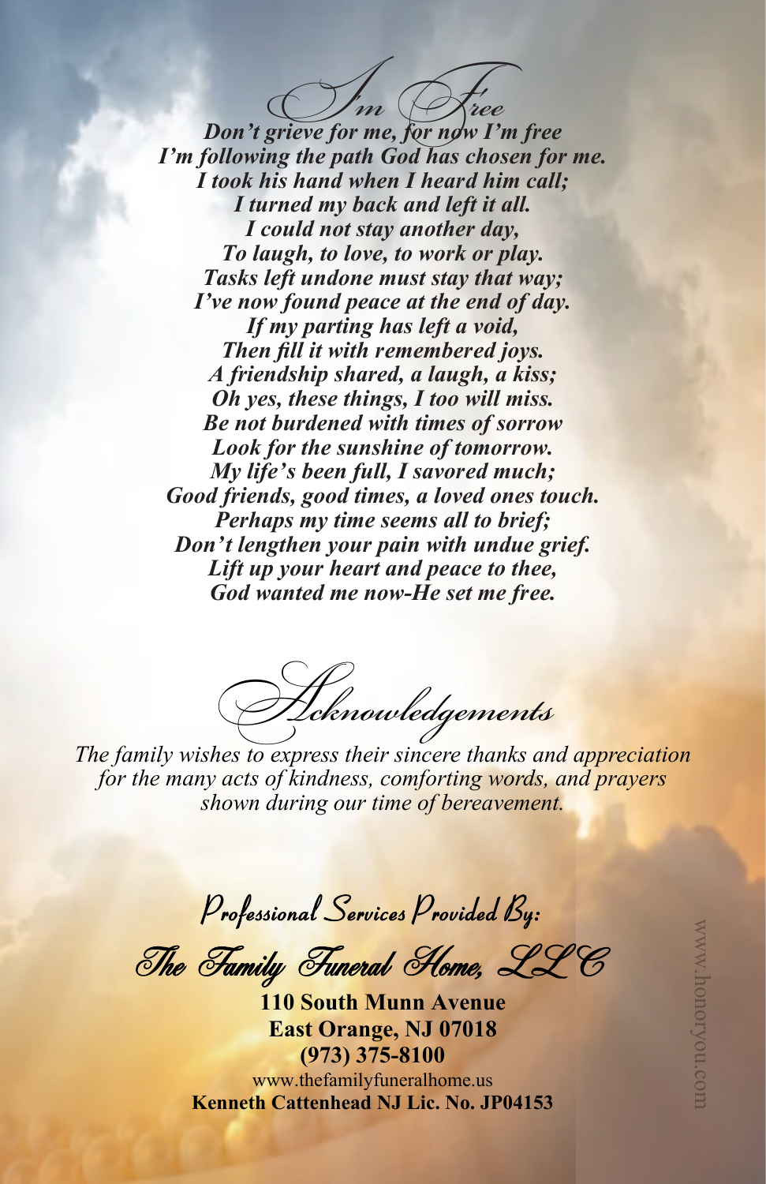# *I'm Free*

***Don't grieve for me, for now I'm free***
***I'm following the path God has chosen for me.***
***I took his hand when I heard him call;***
***I turned my back and left it all.***
***I could not stay another day,***
***To laugh, to love, to work or play.***
***Tasks left undone must stay that way;***
***I've now found peace at the end of day.***
***If my parting has left a void,***
***Then fill it with remembered joys.***
***A friendship shared, a laugh, a kiss;***
***Oh yes, these things, I too will miss.***
***Be not burdened with times of sorrow***
***Look for the sunshine of tomorrow.***
***My life's been full, I savored much;***
***Good friends, good times, a loved ones touch.***
***Perhaps my time seems all to brief;***
***Don't lengthen your pain with undue grief.***
***Lift up your heart and peace to thee,***
***God wanted me now-He set me free.***

# *Acknowledgements*

*The family wishes to express their sincere thanks and appreciation for the many acts of kindness, comforting words, and prayers shown during our time of bereavement.*

*Professional Services Provided By:*

*The Family Funeral Home, LLC*

**110 South Munn Avenue**
**East Orange, NJ 07018**
**(973) 375-8100**
www.thefamilyfuneralhome.us
**Kenneth Cattenhead NJ Lic. No. JP04153**

www.honoryou.com